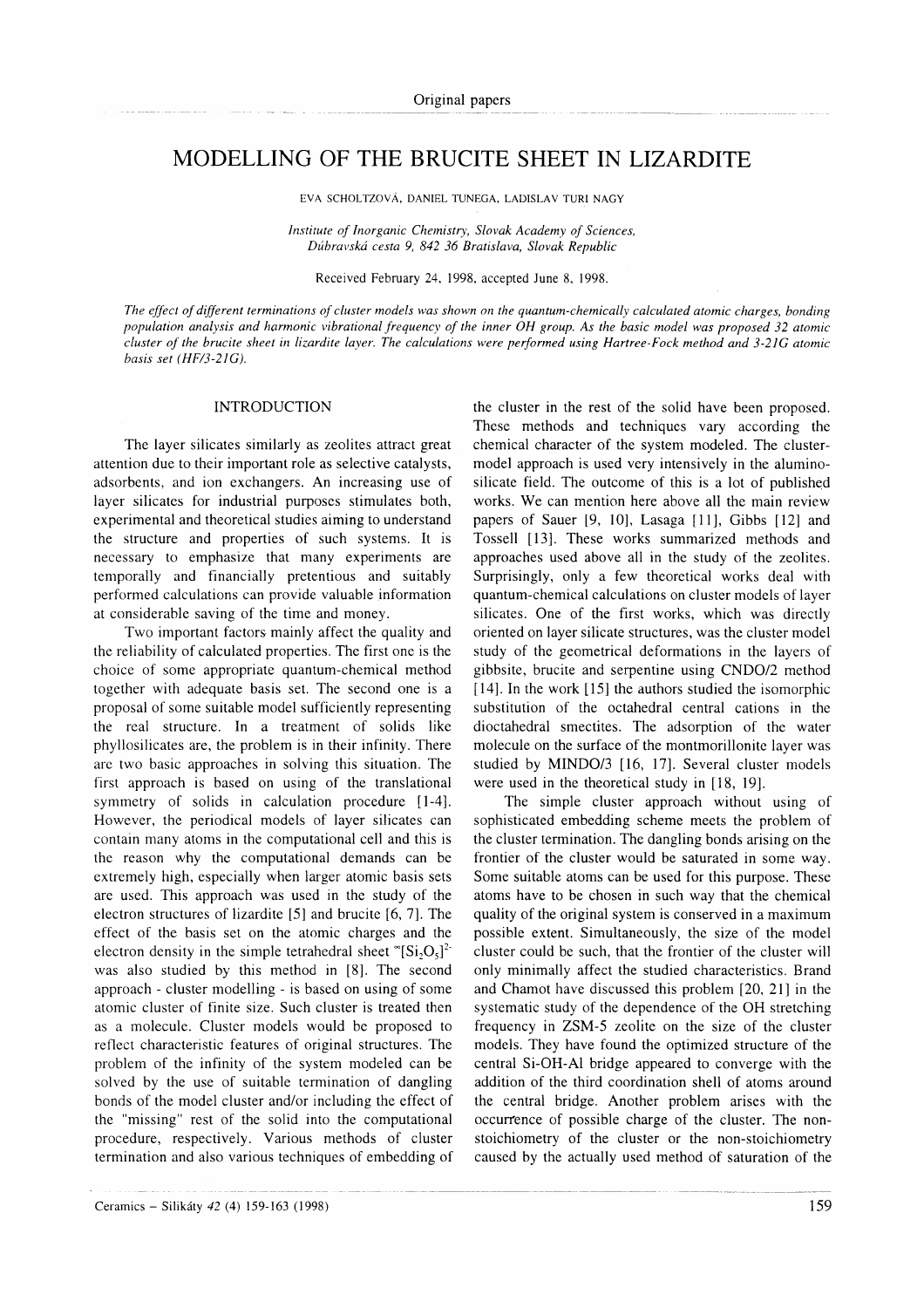Original papers

# MODELLING OF THE BRUCITE SHEET IN LIZARDITE

EVA SCHOLTZOVÁ, DANIEL TUNEGA, LADISLAV TURI NAGY

*Institute of Inorganic Chemistry, Slovak Academy of Sciences, Dúbravská cesta 9, 842 36 Bratislava, Slovak Republic*

Received February 24, 1998, accepted June 8, 1998.

*The effect of different terminations of cluster models was shown on the quantum-chemically calculated atomic charges, bonding population analysis and harmonic vibrational frequency of the inner OH group. As the basic model was proposed 32 atomic cluster of the brucite sheet in lizardite layer. The calculations were performed using Hartree-Fock method and 3-21G atomic basis set (HF/3-21G).*

## INTRODUCTION

The layer silicates similarly as zeolites attract great attention due to their important role as selective catalysts, adsorbents, and ion exchangers. An increasing use of layer silicates for industrial purposes stimulates both, experimental and theoretical studies aiming to understand the structure and properties of such systems. It is necessary to emphasize that many experiments are temporally and financially pretentious and suitably performed calculations can provide valuable information at considerable saving of the time and money.

Two important factors mainly affect the quality and the reliability of calculated properties. The first one is the choice of some appropriate quantum-chemical method together with adequate basis set. The second one is a proposal of some suitable model sufficiently representing the real structure. In a treatment of solids like phyllosilicates are, the problem is in their infinity. There are two basic approaches in solving this situation. The first approach is based on using of the translational symmetry of solids in calculation procedure [1-4]. However, the periodical models of layer silicates can contain many atoms in the computational cell and this is the reason why the computational demands can be extremely high, especially when larger atomic basis sets are used. This approach was used in the study of the electron structures of lizardite [5] and brucite [6, 7]. The effect of the basis set on the atomic charges and the electron density in the simple tetrahedral sheet $^{\infty}[Si_2O_5]^{2-}$ was also studied by this method in [8]. The second approach - cluster modelling - is based on using of some atomic cluster of finite size. Such cluster is treated then as a molecule. Cluster models would be proposed to reflect characteristic features of original structures. The problem of the infinity of the system modeled can be solved by the use of suitable termination of dangling bonds of the model cluster and/or including the effect of the "missing" rest of the solid into the computational procedure, respectively. Various methods of cluster termination and also various techniques of embedding of the cluster in the rest of the solid have been proposed. These methods and techniques vary according the chemical character of the system modeled. The cluster-model approach is used very intensively in the aluminosilicate field. The outcome of this is a lot of published works. We can mention here above all the main review papers of Sauer [9, 10], Lasaga [11], Gibbs [12] and Tossell [13]. These works summarized methods and approaches used above all in the study of the zeolites. Surprisingly, only a few theoretical works deal with quantum-chemical calculations on cluster models of layer silicates. One of the first works, which was directly oriented on layer silicate structures, was the cluster model study of the geometrical deformations in the layers of gibbsite, brucite and serpentine using CNDO/2 method [14]. In the work [15] the authors studied the isomorphic substitution of the octahedral central cations in the dioctahedral smectites. The adsorption of the water molecule on the surface of the montmorillonite layer was studied by MINDO/3 [16, 17]. Several cluster models were used in the theoretical study in [18, 19].

The simple cluster approach without using of sophisticated embedding scheme meets the problem of the cluster termination. The dangling bonds arising on the frontier of the cluster would be saturated in some way. Some suitable atoms can be used for this purpose. These atoms have to be chosen in such way that the chemical quality of the original system is conserved in a maximum possible extent. Simultaneously, the size of the model cluster could be such, that the frontier of the cluster will only minimally affect the studied characteristics. Brand and Chamot have discussed this problem [20, 21] in the systematic study of the dependence of the OH stretching frequency in ZSM-5 zeolite on the size of the cluster models. They have found the optimized structure of the central Si-OH-Al bridge appeared to converge with the addition of the third coordination shell of atoms around the central bridge. Another problem arises with the occurrence of possible charge of the cluster. The non-stoichiometry of the cluster or the non-stoichiometry caused by the actually used method of saturation of the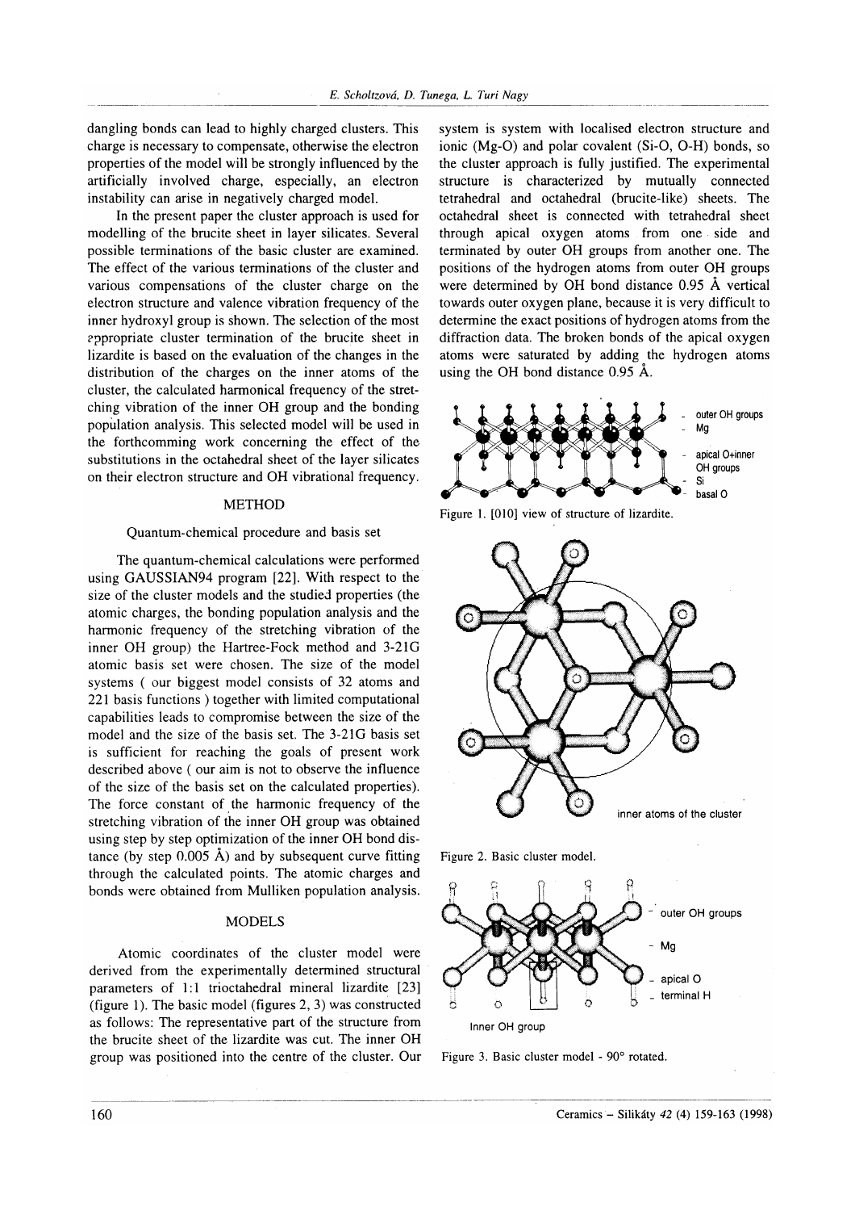dangling bonds can lead to highly charged clusters. This charge is necessary to compensate, otherwise the electron properties of the model will be strongly influenced by the artificially involved charge, especially, an electron instability can arise in negatively charged model.

In the present paper the cluster approach is used for modelling of the brucite sheet in layer silicates. Several possible terminations of the basic cluster are examined. The effect of the various terminations of the cluster and various compensations of the cluster charge on the electron structure and valence vibration frequency of the inner hydroxyl group is shown. The selection of the most appropriate cluster termination of the brucite sheet in lizardite is based on the evaluation of the changes in the distribution of the charges on the inner atoms of the cluster, the calculated harmonical frequency of the stretching vibration of the inner OH group and the bonding population analysis. This selected model will be used in the forthcomming work concerning the effect of the substitutions in the octahedral sheet of the layer silicates on their electron structure and OH vibrational frequency.

## METHOD

### Quantum-chemical procedure and basis set

The quantum-chemical calculations were performed using GAUSSIAN94 program [22]. With respect to the size of the cluster models and the studied properties (the atomic charges, the bonding population analysis and the harmonic frequency of the stretching vibration of the inner OH group) the Hartree-Fock method and 3-21G atomic basis set were chosen. The size of the model systems ( our biggest model consists of 32 atoms and 221 basis functions ) together with limited computational capabilities leads to compromise between the size of the model and the size of the basis set. The 3-21G basis set is sufficient for reaching the goals of present work described above ( our aim is not to observe the influence of the size of the basis set on the calculated properties). The force constant of the harmonic frequency of the stretching vibration of the inner OH group was obtained using step by step optimization of the inner OH bond distance (by step 0.005 Å) and by subsequent curve fitting through the calculated points. The atomic charges and bonds were obtained from Mulliken population analysis.

## MODELS

Atomic coordinates of the cluster model were derived from the experimentally determined structural parameters of 1:1 trioctahedral mineral lizardite [23] (figure 1). The basic model (figures 2, 3) was constructed as follows: The representative part of the structure from the brucite sheet of the lizardite was cut. The inner OH group was positioned into the centre of the cluster. Our system is system with localised electron structure and ionic (Mg-O) and polar covalent (Si-O, O-H) bonds, so the cluster approach is fully justified. The experimental structure is characterized by mutually connected tetrahedral and octahedral (brucite-like) sheets. The octahedral sheet is connected with tetrahedral sheet through apical oxygen atoms from one side and terminated by outer OH groups from another one. The positions of the hydrogen atoms from outer OH groups were determined by OH bond distance 0.95 Å vertical towards outer oxygen plane, because it is very difficult to determine the exact positions of hydrogen atoms from the diffraction data. The broken bonds of the apical oxygen atoms were saturated by adding the hydrogen atoms using the OH bond distance 0.95 Å.

Figure 1. [010] view of structure of lizardite.

Figure 2. Basic cluster model.

Figure 3. Basic cluster model - 90° rotated.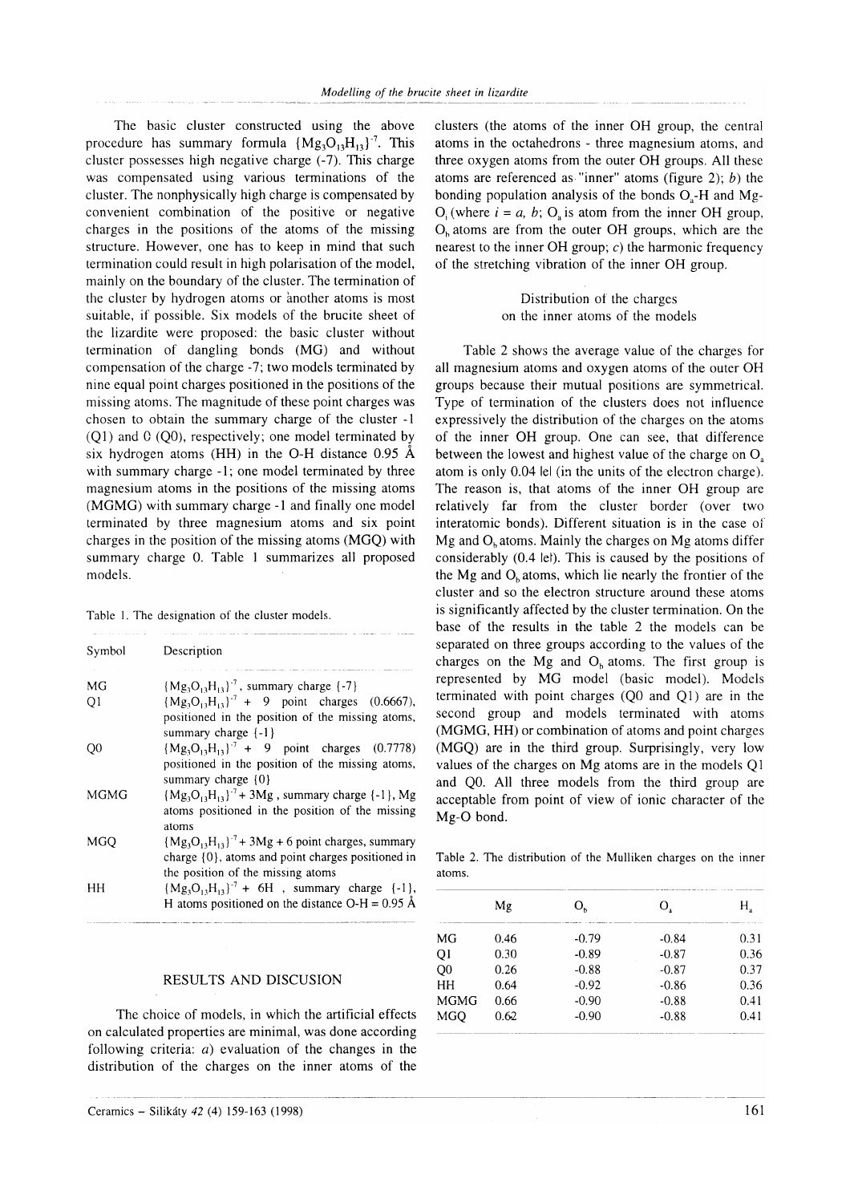The basic cluster constructed using the above procedure has summary formula $\{Mg_3O_{13}H_{13}\}^{-7}$. This cluster possesses high negative charge (-7). This charge was compensated using various terminations of the cluster. The nonphysically high charge is compensated by convenient combination of the positive or negative charges in the positions of the atoms of the missing structure. However, one has to keep in mind that such termination could result in high polarisation of the model, mainly on the boundary of the cluster. The termination of the cluster by hydrogen atoms or another atoms is most suitable, if possible. Six models of the brucite sheet of the lizardite were proposed: the basic cluster without termination of dangling bonds (MG) and without compensation of the charge -7; two models terminated by nine equal point charges positioned in the positions of the missing atoms. The magnitude of these point charges was chosen to obtain the summary charge of the cluster -1 (Q1) and 0 (Q0), respectively; one model terminated by six hydrogen atoms (HH) in the O-H distance 0.95 Å with summary charge -1; one model terminated by three magnesium atoms in the positions of the missing atoms (MGMG) with summary charge -1 and finally one model terminated by three magnesium atoms and six point charges in the position of the missing atoms (MGQ) with summary charge 0. Table 1 summarizes all proposed models.

Table 1. The designation of the cluster models.

| Symbol | Description |
|---|---|
| MG | $\{Mg_3O_{13}H_{13}\}^{-7}$, summary charge {-7} |
| Q1 | $\{Mg_3O_{13}H_{13}\}^{-7}$ + 9 point charges (0.6667), positioned in the position of the missing atoms, summary charge {-1} |
| Q0 | $\{Mg_3O_{13}H_{13}\}^{-7}$ + 9 point charges (0.7778) positioned in the position of the missing atoms, summary charge {0} |
| MGMG | $\{Mg_3O_{13}H_{13}\}^{-7}$ + 3Mg , summary charge {-1}, Mg atoms positioned in the position of the missing atoms |
| MGQ | $\{Mg_3O_{13}H_{13}\}^{-7}$ + 3Mg + 6 point charges, summary charge {0}, atoms and point charges positioned in the position of the missing atoms |
| HH | $\{Mg_3O_{13}H_{13}\}^{-7}$ + 6H , summary charge {-1}, H atoms positioned on the distance O-H = 0.95 Å |

## RESULTS AND DISCUSION

The choice of models, in which the artificial effects on calculated properties are minimal, was done according following criteria: *a*) evaluation of the changes in the distribution of the charges on the inner atoms of the clusters (the atoms of the inner OH group, the central atoms in the octahedrons - three magnesium atoms, and three oxygen atoms from the outer OH groups. All these atoms are referenced as "inner" atoms (figure 2); *b*) the bonding population analysis of the bonds $O_a$-H and Mg-$O_i$ (where $i = a, b$; $O_a$ is atom from the inner OH group, $O_b$ atoms are from the outer OH groups, which are the nearest to the inner OH group; *c*) the harmonic frequency of the stretching vibration of the inner OH group.

### Distribution of the charges on the inner atoms of the models

Table 2 shows the average value of the charges for all magnesium atoms and oxygen atoms of the outer OH groups because their mutual positions are symmetrical. Type of termination of the clusters does not influence expressively the distribution of the charges on the atoms of the inner OH group. One can see, that difference between the lowest and highest value of the charge on $O_a$ atom is only 0.04 |e| (in the units of the electron charge). The reason is, that atoms of the inner OH group are relatively far from the cluster border (over two interatomic bonds). Different situation is in the case of Mg and $O_b$ atoms. Mainly the charges on Mg atoms differ considerably (0.4 |e|). This is caused by the positions of the Mg and $O_b$ atoms, which lie nearly the frontier of the cluster and so the electron structure around these atoms is significantly affected by the cluster termination. On the base of the results in the table 2 the models can be separated on three groups according to the values of the charges on the Mg and $O_b$ atoms. The first group is represented by MG model (basic model). Models terminated with point charges (Q0 and Q1) are in the second group and models terminated with atoms (MGMG, HH) or combination of atoms and point charges (MGQ) are in the third group. Surprisingly, very low values of the charges on Mg atoms are in the models Q1 and Q0. All three models from the third group are acceptable from point of view of ionic character of the Mg-O bond.

Table 2. The distribution of the Mulliken charges on the inner atoms.

| | Mg | $O_b$ | $O_a$ | $H_a$ |
|---|---|---|---|---|
| MG | 0.46 | -0.79 | -0.84 | 0.31 |
| Q1 | 0.30 | -0.89 | -0.87 | 0.36 |
| Q0 | 0.26 | -0.88 | -0.87 | 0.37 |
| HH | 0.64 | -0.92 | -0.86 | 0.36 |
| MGMG | 0.66 | -0.90 | -0.88 | 0.41 |
| MGQ | 0.62 | -0.90 | -0.88 | 0.41 |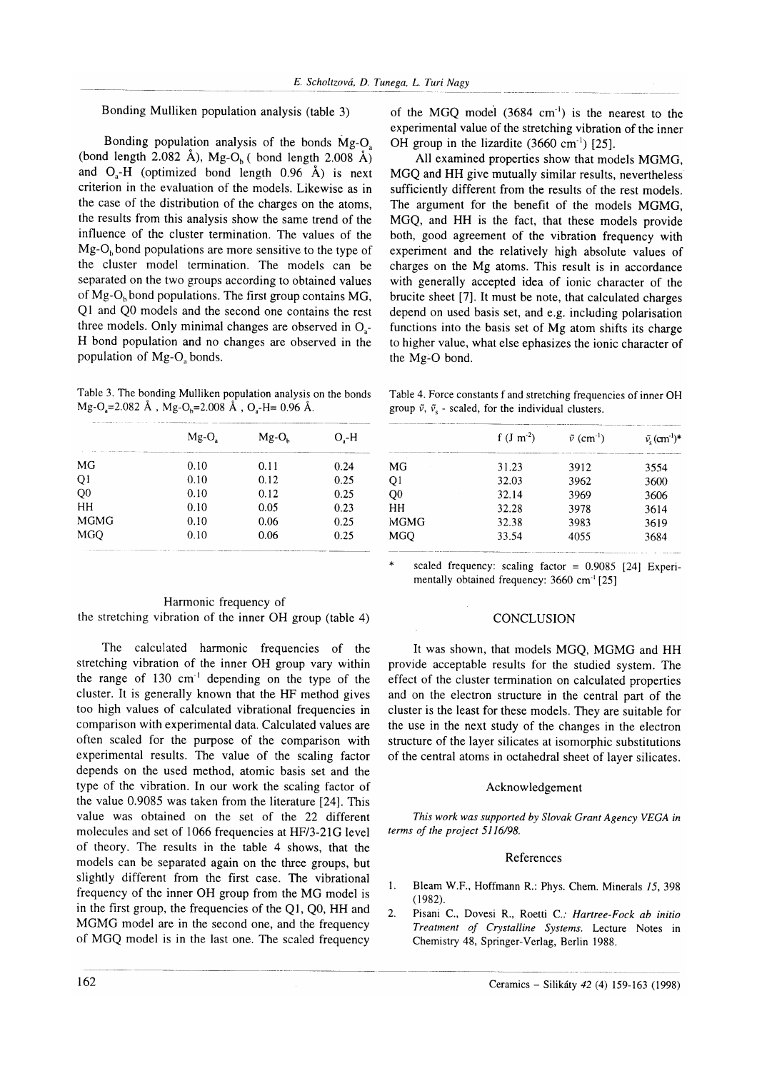Bonding Mulliken population analysis (table 3)

Bonding population analysis of the bonds Mg-$O_a$ (bond length 2.082 Å), Mg-$O_b$ ( bond length 2.008 Å) and $O_a$-H (optimized bond length 0.96 Å) is next criterion in the evaluation of the models. Likewise as in the case of the distribution of the charges on the atoms, the results from this analysis show the same trend of the influence of the cluster termination. The values of the Mg-$O_b$ bond populations are more sensitive to the type of the cluster model termination. The models can be separated on the two groups according to obtained values of Mg-$O_b$ bond populations. The first group contains MG, Q1 and Q0 models and the second one contains the rest three models. Only minimal changes are observed in $O_a$-H bond population and no changes are observed in the population of Mg-$O_a$ bonds.

Table 3. The bonding Mulliken population analysis on the bonds Mg-$O_a$=2.082 Å , Mg-$O_b$=2.008 Å , $O_a$-H= 0.96 Å.

| | Mg-$O_a$ | Mg-$O_b$ | $O_a$-H |
|---|---|---|---|
| MG | 0.10 | 0.11 | 0.24 |
| Q1 | 0.10 | 0.12 | 0.25 |
| Q0 | 0.10 | 0.12 | 0.25 |
| HH | 0.10 | 0.05 | 0.23 |
| MGMG | 0.10 | 0.06 | 0.25 |
| MGQ | 0.10 | 0.06 | 0.25 |

Harmonic frequency of the stretching vibration of the inner OH group (table 4)

The calculated harmonic frequencies of the stretching vibration of the inner OH group vary within the range of 130 $cm^{-1}$ depending on the type of the cluster. It is generally known that the HF method gives too high values of calculated vibrational frequencies in comparison with experimental data. Calculated values are often scaled for the purpose of the comparison with experimental results. The value of the scaling factor depends on the used method, atomic basis set and the type of the vibration. In our work the scaling factor of the value 0.9085 was taken from the literature [24]. This value was obtained on the set of the 22 different molecules and set of 1066 frequencies at HF/3-21G level of theory. The results in the table 4 shows, that the models can be separated again on the three groups, but slightly different from the first case. The vibrational frequency of the inner OH group from the MG model is in the first group, the frequencies of the Q1, Q0, HH and MGMG model are in the second one, and the frequency of MGQ model is in the last one. The scaled frequency of the MGQ model (3684 $cm^{-1}$) is the nearest to the experimental value of the stretching vibration of the inner OH group in the lizardite (3660 $cm^{-1}$) [25].

All examined properties show that models MGMG, MGQ and HH give mutually similar results, nevertheless sufficiently different from the results of the rest models. The argument for the benefit of the models MGMG, MGQ, and HH is the fact, that these models provide both, good agreement of the vibration frequency with experiment and the relatively high absolute values of charges on the Mg atoms. This result is in accordance with generally accepted idea of ionic character of the brucite sheet [7]. It must be note, that calculated charges depend on used basis set, and e.g. including polarisation functions into the basis set of Mg atom shifts its charge to higher value, what else ephasizes the ionic character of the Mg-O bond.

Table 4. Force constants f and stretching frequencies of inner OH group $\bar{\nu}$, $\bar{\nu}_s$ - scaled, for the individual clusters.

| | f (J $m^{-2}$) | $\bar{\nu}$ ($cm^{-1}$) | $\bar{\nu}_s$ ($cm^{-1}$)* |
|---|---|---|---|
| MG | 31.23 | 3912 | 3554 |
| Q1 | 32.03 | 3962 | 3600 |
| Q0 | 32.14 | 3969 | 3606 |
| HH | 32.28 | 3978 | 3614 |
| MGMG | 32.38 | 3983 | 3619 |
| MGQ | 33.54 | 4055 | 3684 |

\* scaled frequency: scaling factor = 0.9085 [24] Experimentally obtained frequency: 3660 $cm^{-1}$ [25]

## CONCLUSION

It was shown, that models MGQ, MGMG and HH provide acceptable results for the studied system. The effect of the cluster termination on calculated properties and on the electron structure in the central part of the cluster is the least for these models. They are suitable for the use in the next study of the changes in the electron structure of the layer silicates at isomorphic substitutions of the central atoms in octahedral sheet of layer silicates.

### Acknowledgement

*This work was supported by Slovak Grant Agency VEGA in terms of the project 5116/98.*

### References

1. Bleam W.F., Hoffmann R.: Phys. Chem. Minerals *15*, 398 (1982).
2. Pisani C., Dovesi R., Roetti C.: *Hartree-Fock ab initio Treatment of Crystalline Systems.* Lecture Notes in Chemistry 48, Springer-Verlag, Berlin 1988.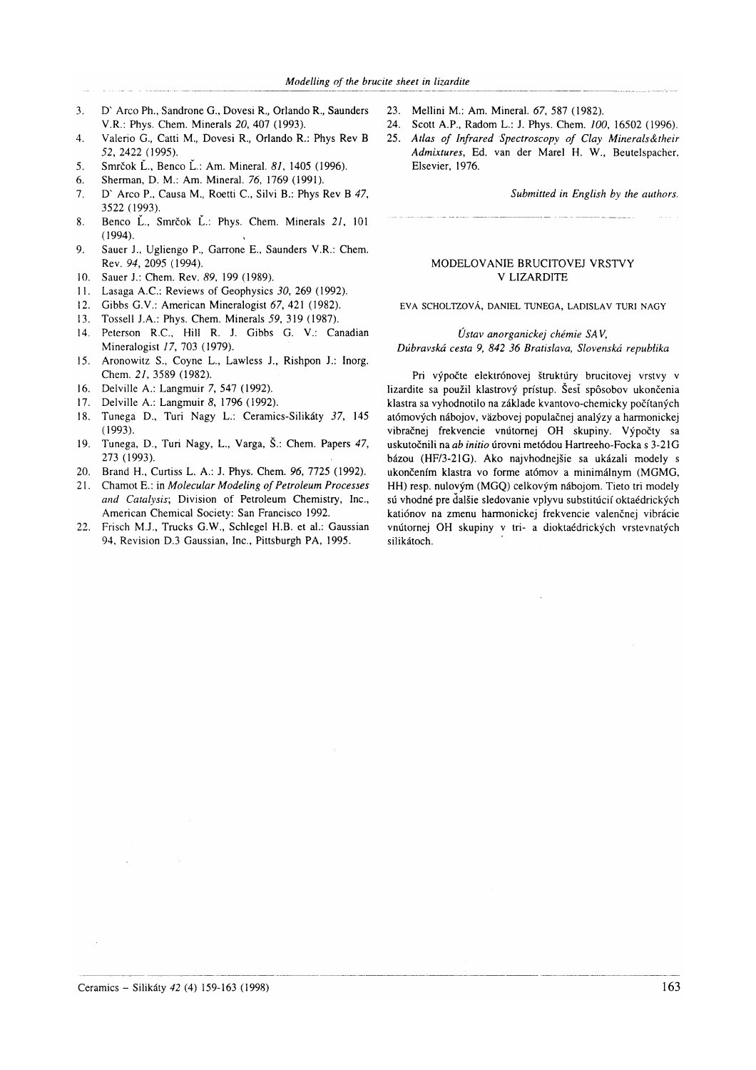3. D' Arco Ph., Sandrone G., Dovesi R., Orlando R., Saunders V.R.: Phys. Chem. Minerals *20*, 407 (1993).
4. Valerio G., Catti M., Dovesi R., Orlando R.: Phys Rev B *52*, 2422 (1995).
5. Smrčok Ľ., Benco Ľ.: Am. Mineral. *81*, 1405 (1996).
6. Sherman, D. M.: Am. Mineral. *76*, 1769 (1991).
7. D' Arco P., Causa M., Roetti C., Silvi B.: Phys Rev B *47*, 3522 (1993).
8. Benco Ľ., Smrčok Ľ.: Phys. Chem. Minerals *21*, 101 (1994).
9. Sauer J., Ugliengo P., Garrone E., Saunders V.R.: Chem. Rev. *94*, 2095 (1994).
10. Sauer J.: Chem. Rev. *89*, 199 (1989).
11. Lasaga A.C.: Reviews of Geophysics *30*, 269 (1992).
12. Gibbs G.V.: American Mineralogist *67*, 421 (1982).
13. Tossell J.A.: Phys. Chem. Minerals *59*, 319 (1987).
14. Peterson R.C., Hill R. J. Gibbs G. V.: Canadian Mineralogist *17*, 703 (1979).
15. Aronowitz S., Coyne L., Lawless J., Rishpon J.: Inorg. Chem. *21*, 3589 (1982).
16. Delville A.: Langmuir *7*, 547 (1992).
17. Delville A.: Langmuir *8*, 1796 (1992).
18. Tunega D., Turi Nagy L.: Ceramics-Silikáty *37*, 145 (1993).
19. Tunega, D., Turi Nagy, L., Varga, Š.: Chem. Papers *47*, 273 (1993).
20. Brand H., Curtiss L. A.: J. Phys. Chem. *96*, 7725 (1992).
21. Chamot E.: in *Molecular Modeling of Petroleum Processes and Catalysis*; Division of Petroleum Chemistry, Inc., American Chemical Society: San Francisco 1992.
22. Frisch M.J., Trucks G.W., Schlegel H.B. et al.: Gaussian 94, Revision D.3 Gaussian, Inc., Pittsburgh PA, 1995.
23. Mellini M.: Am. Mineral. *67*, 587 (1982).
24. Scott A.P., Radom L.: J. Phys. Chem. *100*, 16502 (1996).
25. *Atlas of Infrared Spectroscopy of Clay Minerals&their Admixtures*, Ed. van der Marel H. W., Beutelspacher. Elsevier, 1976.

*Submitted in English by the authors.*

## MODELOVANIE BRUCITOVEJ VRSTVY V LIZARDITE

EVA SCHOLTZOVÁ, DANIEL TUNEGA, LADISLAV TURI NAGY

*Ústav anorganickej chémie SAV,*
*Dúbravská cesta 9, 842 36 Bratislava, Slovenská republika*

Pri výpočte elektrónovej štruktúry brucitovej vrstvy v lizardite sa použil klastrový prístup. Šesť spôsobov ukončenia klastra sa vyhodnotilo na základe kvantovo-chemicky počítaných atómových nábojov, väzbovej populačnej analýzy a harmonickej vibračnej frekvencie vnútornej OH skupiny. Výpočty sa uskutočnili na *ab initio* úrovni metódou Hartreeho-Focka s 3-21G bázou (HF/3-21G). Ako najvhodnejšie sa ukázali modely s ukončením klastra vo forme atómov a minimálnym (MGMG, HH) resp. nulovým (MGQ) celkovým nábojom. Tieto tri modely sú vhodné pre ďalšie sledovanie vplyvu substitúcií oktaédrických katiónov na zmenu harmonickej frekvencie valenčnej vibrácie vnútornej OH skupiny v tri- a dioktaédrických vrstevnatých silikátoch.